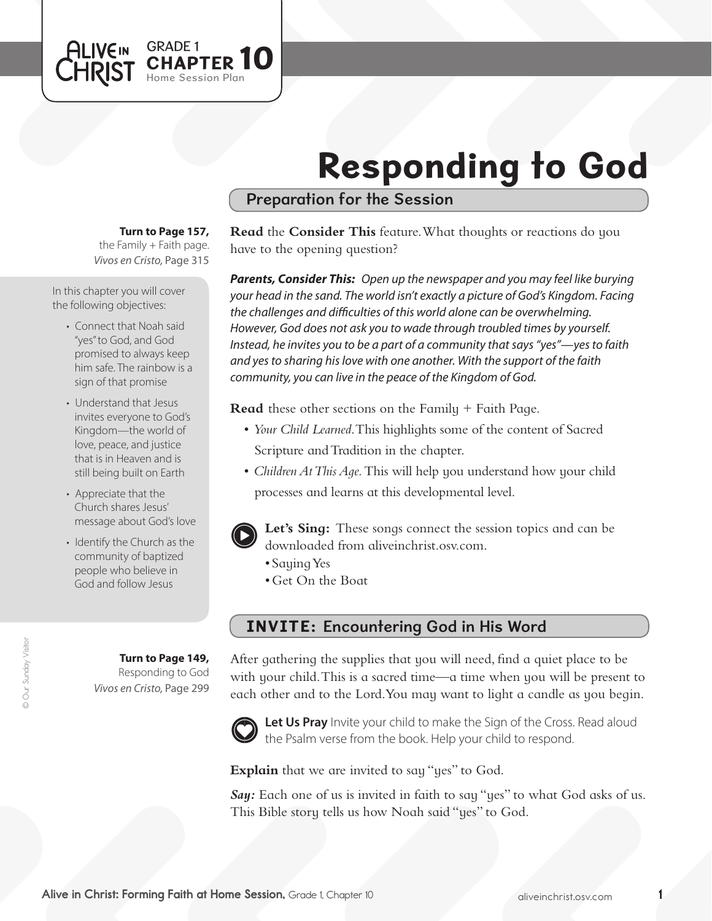GRADE 1 **CHAPTER 10** Home Session Plan

# Responding to God

## Preparation for the Session

**Turn to Page 157,** the Family + Faith page. *Vivos en Cristo,* Page 315

In this chapter you will cover the following objectives:

- Connect that Noah said "yes" to God, and God promised to always keep him safe. The rainbow is a sign of that promise
- Understand that Jesus invites everyone to God's Kingdom—the world of love, peace, and justice that is in Heaven and is still being built on Earth
- Appreciate that the Church shares Jesus' message about God's love
- Identify the Church as the community of baptized people who believe in God and follow Jesus

**Read** the **Consider This** feature. What thoughts or reactions do you have to the opening question?

***Parents, Consider This:*** *Open up the newspaper and you may feel like burying your head in the sand. The world isn't exactly a picture of God's Kingdom. Facing the challenges and difficulties of this world alone can be overwhelming. However, God does not ask you to wade through troubled times by yourself. Instead, he invites you to be a part of a community that says "yes"—yes to faith and yes to sharing his love with one another. With the support of the faith community, you can live in the peace of the Kingdom of God.*

**Read** these other sections on the Family + Faith Page.

- *Your Child Learned.* This highlights some of the content of Sacred Scripture and Tradition in the chapter.
- *Children At This Age.* This will help you understand how your child processes and learns at this developmental level.

**Let's Sing:** These songs connect the session topics and can be downloaded from aliveinchrist.osv.com.

- Saying Yes
- Get On the Boat

## INVITE: Encountering God in His Word

**Turn to Page 149,** Responding to God *Vivos en Cristo,* Page 299

After gathering the supplies that you will need, find a quiet place to be with your child. This is a sacred time—a time when you will be present to each other and to the Lord. You may want to light a candle as you begin.

**Let Us Pray** Invite your child to make the Sign of the Cross. Read aloud the Psalm verse from the book. Help your child to respond.

**Explain** that we are invited to say "yes" to God.

***Say:*** Each one of us is invited in faith to say "yes" to what God asks of us. This Bible story tells us how Noah said "yes" to God.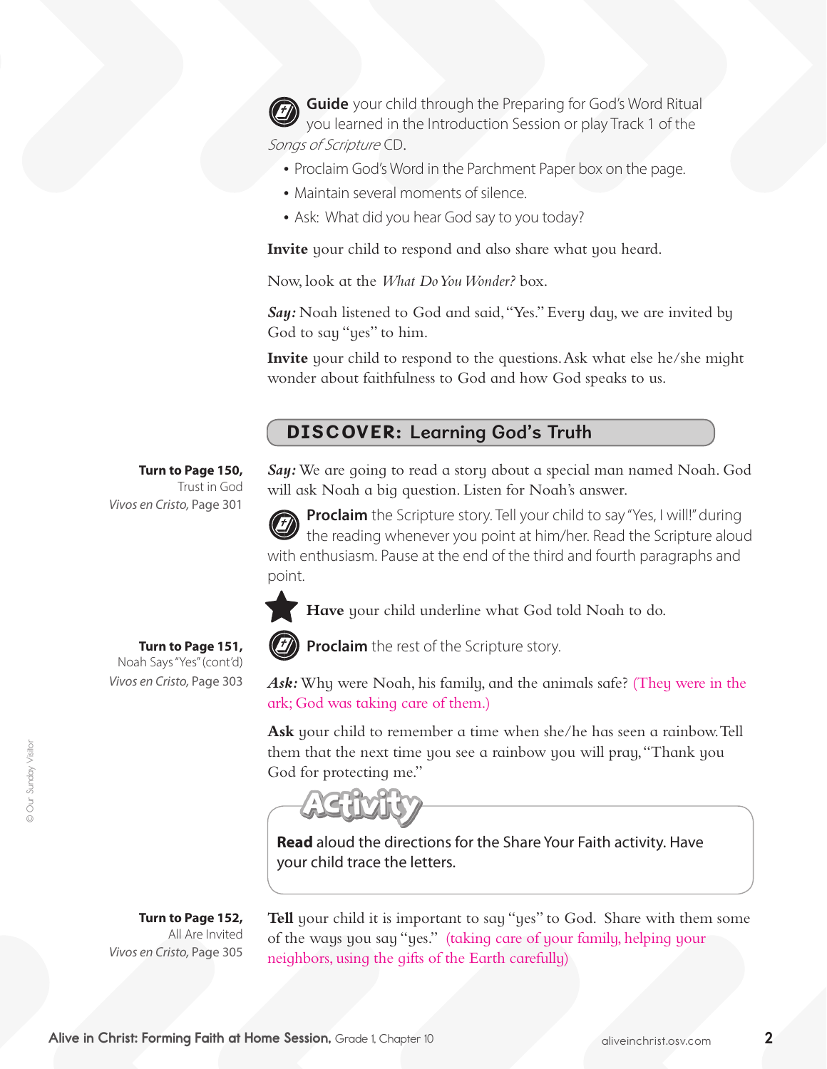**Guide** your child through the Preparing for God's Word Ritual you learned in the Introduction Session or play Track 1 of the *Songs of Scripture* CD.

- Proclaim God's Word in the Parchment Paper box on the page.
- Maintain several moments of silence.
- Ask: What did you hear God say to you today?

**Invite** your child to respond and also share what you heard.

Now, look at the *What Do You Wonder?* box.

***Say:*** Noah listened to God and said, "Yes." Every day, we are invited by God to say "yes" to him.

**Invite** your child to respond to the questions. Ask what else he/she might wonder about faithfulness to God and how God speaks to us.

## DISCOVER: Learning God's Truth

**Turn to Page 150,**
Trust in God
*Vivos en Cristo,* Page 301

***Say:*** We are going to read a story about a special man named Noah. God will ask Noah a big question. Listen for Noah's answer.

**Proclaim** the Scripture story. Tell your child to say "Yes, I will!" during the reading whenever you point at him/her. Read the Scripture aloud with enthusiasm. Pause at the end of the third and fourth paragraphs and point.

**Have** your child underline what God told Noah to do.

**Turn to Page 151,**
Noah Says "Yes" (cont'd)
*Vivos en Cristo,* Page 303

**Proclaim** the rest of the Scripture story.

***Ask:*** Why were Noah, his family, and the animals safe? (They were in the ark; God was taking care of them.)

**Ask** your child to remember a time when she/he has seen a rainbow. Tell them that the next time you see a rainbow you will pray, "Thank you God for protecting me."

**Activity**

**Read** aloud the directions for the Share Your Faith activity. Have your child trace the letters.

**Turn to Page 152,**
All Are Invited
*Vivos en Cristo,* Page 305

**Tell** your child it is important to say "yes" to God. Share with them some of the ways you say "yes." (taking care of your family, helping your neighbors, using the gifts of the Earth carefully)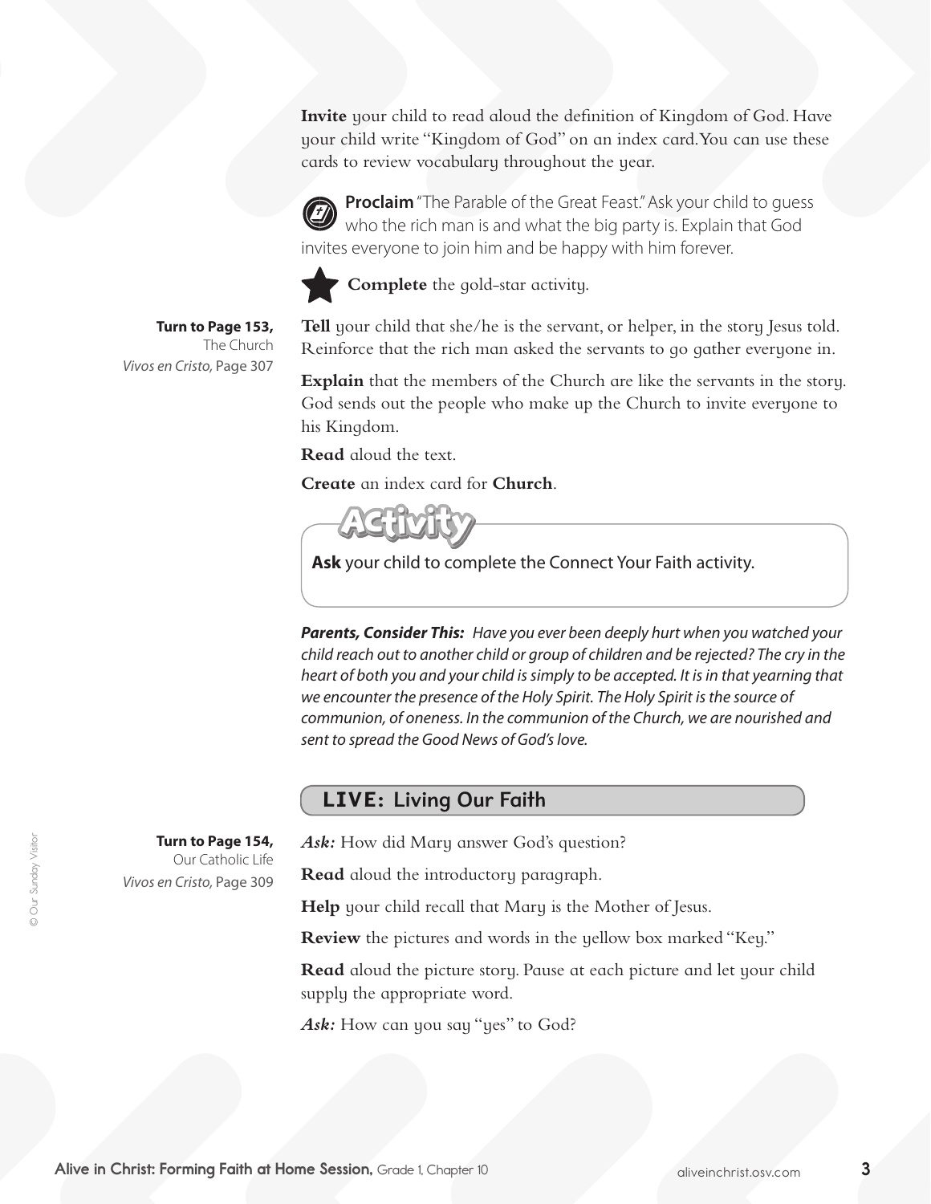**Invite** your child to read aloud the definition of Kingdom of God. Have your child write "Kingdom of God" on an index card. You can use these cards to review vocabulary throughout the year.

**Proclaim** "The Parable of the Great Feast." Ask your child to guess who the rich man is and what the big party is. Explain that God invites everyone to join him and be happy with him forever.

**Complete** the gold-star activity.

**Turn to Page 153,**
The Church
*Vivos en Cristo,* Page 307

**Tell** your child that she/he is the servant, or helper, in the story Jesus told. Reinforce that the rich man asked the servants to go gather everyone in.

**Explain** that the members of the Church are like the servants in the story. God sends out the people who make up the Church to invite everyone to his Kingdom.

**Read** aloud the text.

**Create** an index card for **Church**.

**Activity**

**Ask** your child to complete the Connect Your Faith activity.

***Parents, Consider This:*** *Have you ever been deeply hurt when you watched your child reach out to another child or group of children and be rejected? The cry in the heart of both you and your child is simply to be accepted. It is in that yearning that we encounter the presence of the Holy Spirit. The Holy Spirit is the source of communion, of oneness. In the communion of the Church, we are nourished and sent to spread the Good News of God's love.*

## LIVE: Living Our Faith

**Turn to Page 154,**
Our Catholic Life
*Vivos en Cristo,* Page 309

***Ask:*** How did Mary answer God's question?

**Read** aloud the introductory paragraph.

**Help** your child recall that Mary is the Mother of Jesus.

**Review** the pictures and words in the yellow box marked "Key."

**Read** aloud the picture story. Pause at each picture and let your child supply the appropriate word.

***Ask:*** How can you say "yes" to God?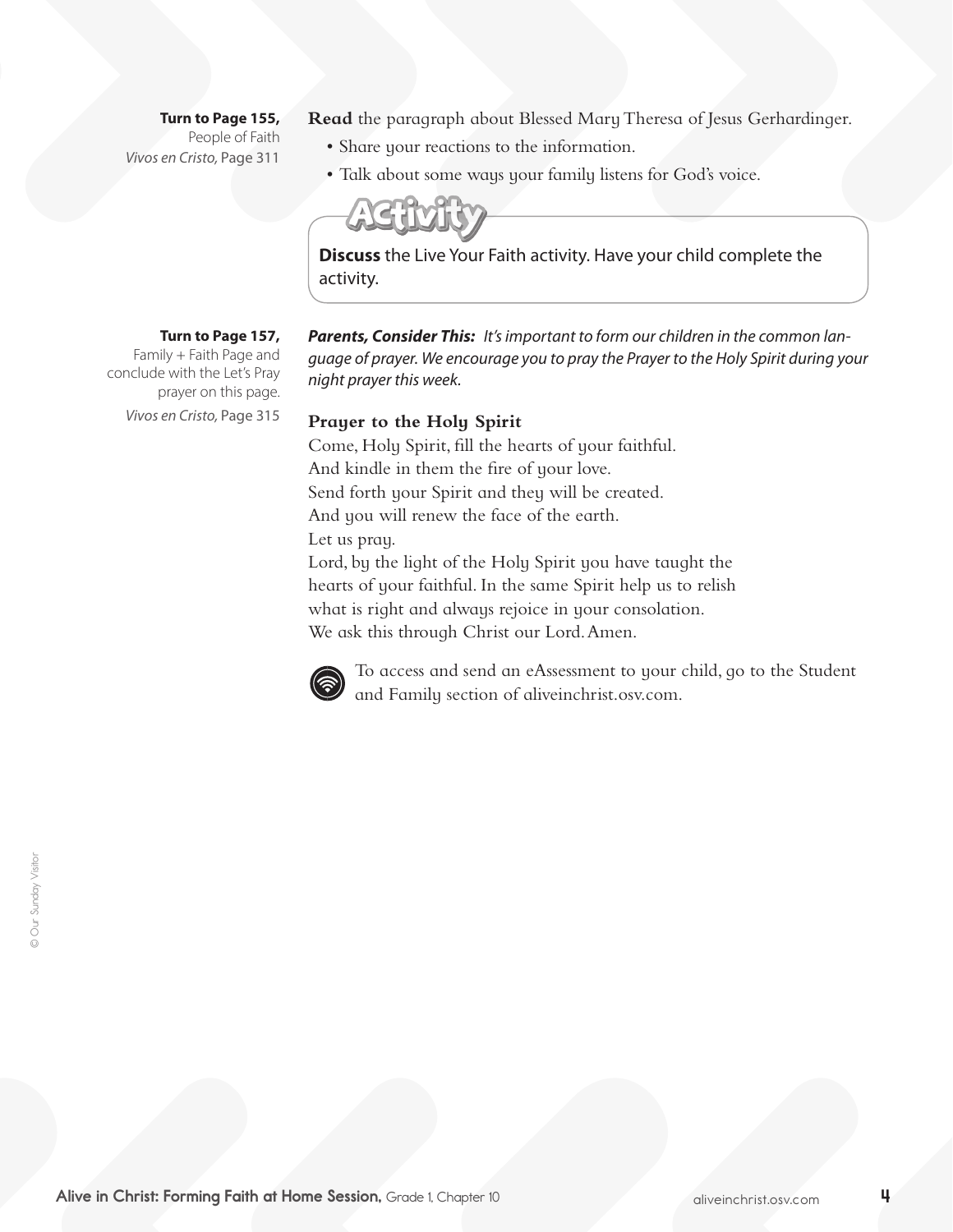**Turn to Page 155,**
People of Faith
*Vivos en Cristo,* Page 311

**Read** the paragraph about Blessed Mary Theresa of Jesus Gerhardinger.

- Share your reactions to the information.
- Talk about some ways your family listens for God's voice.

**Activity**

**Discuss** the Live Your Faith activity. Have your child complete the activity.

**Turn to Page 157,**
Family + Faith Page and conclude with the Let's Pray prayer on this page.
*Vivos en Cristo,* Page 315

***Parents, Consider This:*** *It's important to form our children in the common language of prayer. We encourage you to pray the Prayer to the Holy Spirit during your night prayer this week.*

**Prayer to the Holy Spirit**

Come, Holy Spirit, fill the hearts of your faithful.
And kindle in them the fire of your love.
Send forth your Spirit and they will be created.
And you will renew the face of the earth.
Let us pray.
Lord, by the light of the Holy Spirit you have taught the hearts of your faithful. In the same Spirit help us to relish what is right and always rejoice in your consolation. We ask this through Christ our Lord. Amen.

To access and send an eAssessment to your child, go to the Student and Family section of aliveinchrist.osv.com.